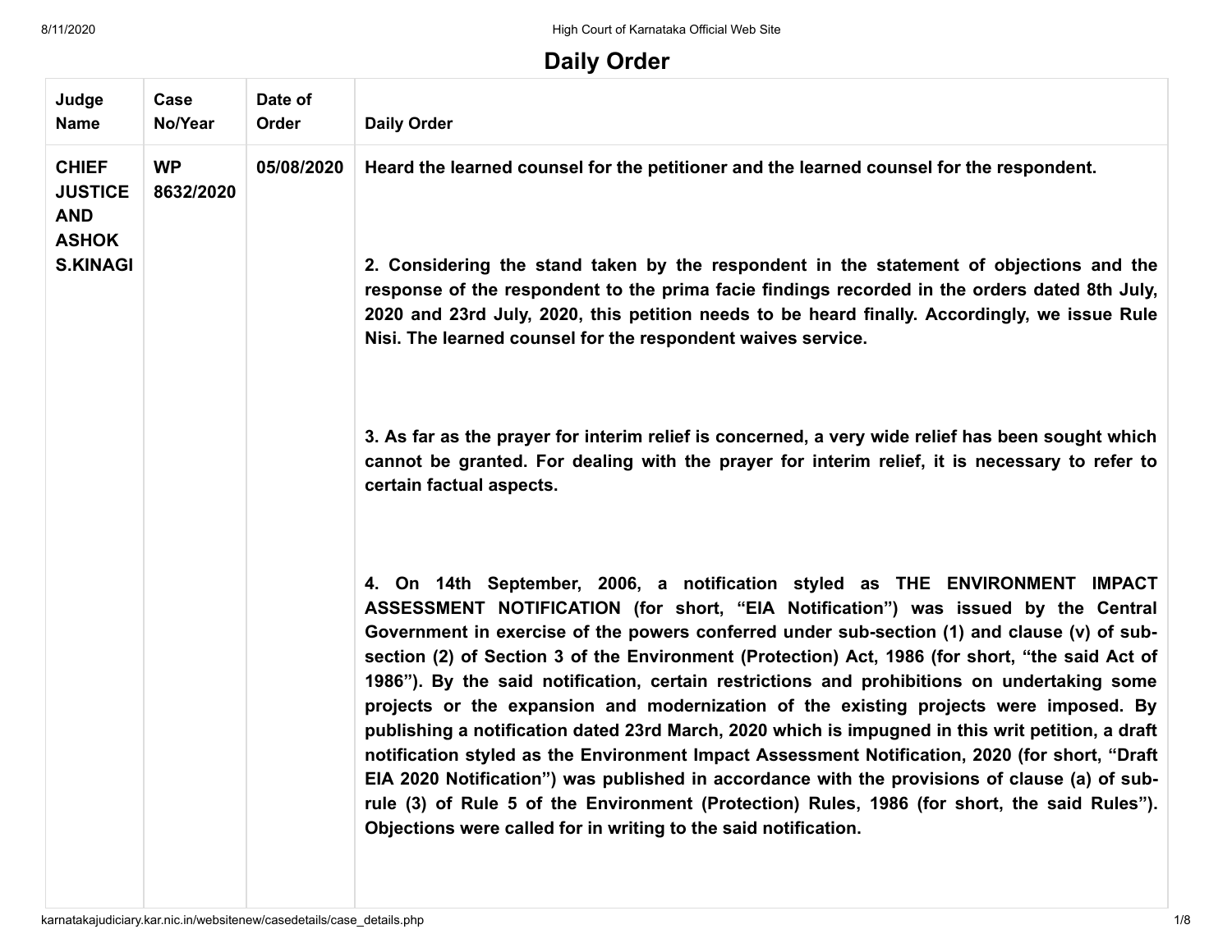# Daily Order

| Judge Name | Case No/Year | Date of Order | Daily Order |
| --- | --- | --- | --- |
| **CHIEF JUSTICE AND ASHOK S.KINAGI** | **WP 8632/2020** | **05/08/2020** | **Heard the learned counsel for the petitioner and the learned counsel for the respondent.**<br><br>**2. Considering the stand taken by the respondent in the statement of objections and the response of the respondent to the prima facie findings recorded in the orders dated 8th July, 2020 and 23rd July, 2020, this petition needs to be heard finally. Accordingly, we issue Rule Nisi. The learned counsel for the respondent waives service.**<br><br>**3. As far as the prayer for interim relief is concerned, a very wide relief has been sought which cannot be granted. For dealing with the prayer for interim relief, it is necessary to refer to certain factual aspects.**<br><br>**4. On 14th September, 2006, a notification styled as THE ENVIRONMENT IMPACT ASSESSMENT NOTIFICATION (for short, "EIA Notification") was issued by the Central Government in exercise of the powers conferred under sub-section (1) and clause (v) of sub-section (2) of Section 3 of the Environment (Protection) Act, 1986 (for short, "the said Act of 1986"). By the said notification, certain restrictions and prohibitions on undertaking some projects or the expansion and modernization of the existing projects were imposed. By publishing a notification dated 23rd March, 2020 which is impugned in this writ petition, a draft notification styled as the Environment Impact Assessment Notification, 2020 (for short, "Draft EIA 2020 Notification") was published in accordance with the provisions of clause (a) of sub-rule (3) of Rule 5 of the Environment (Protection) Rules, 1986 (for short, the said Rules"). Objections were called for in writing to the said notification.** |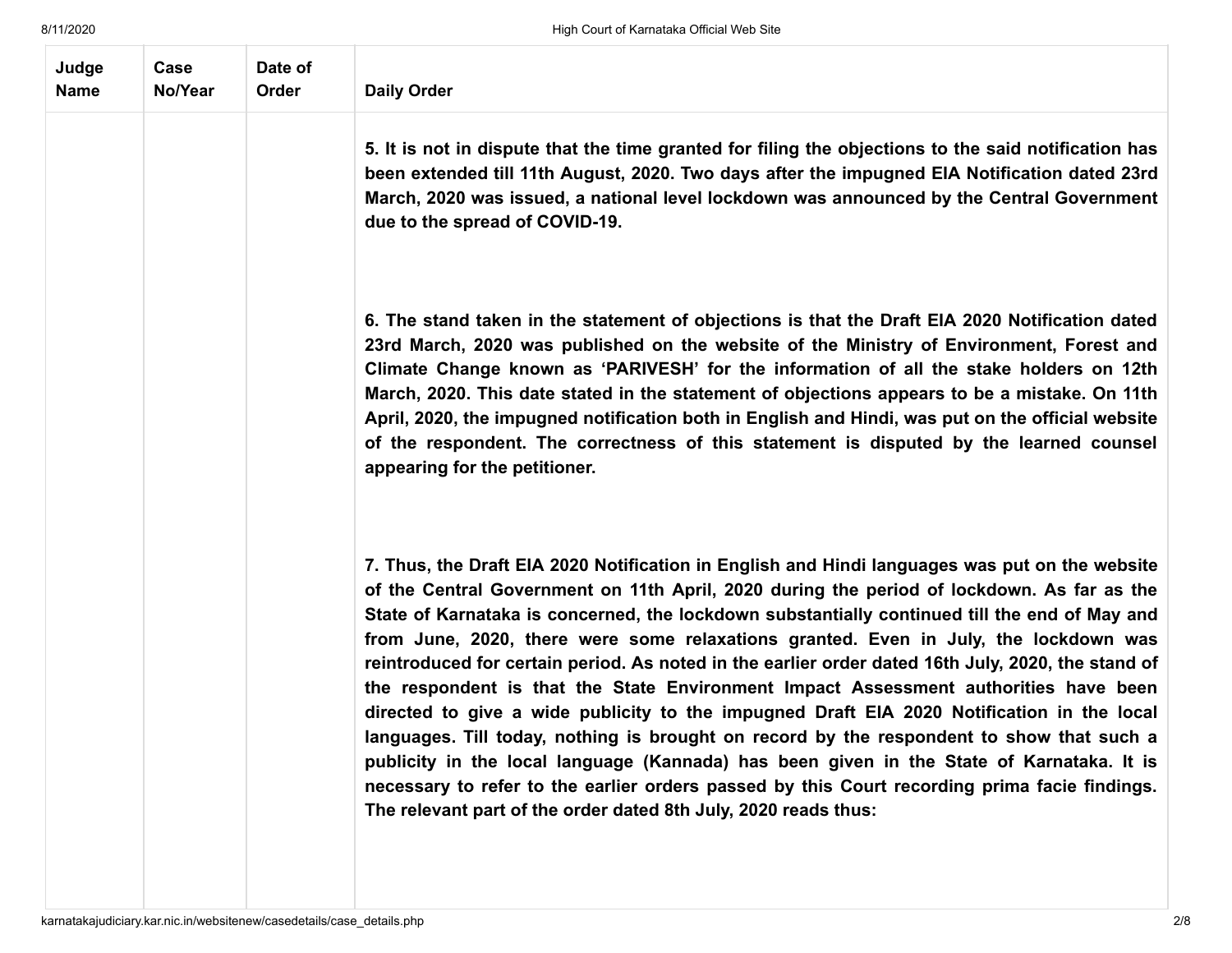| Judge Name | Case No/Year | Date of Order | Daily Order |
|---|---|---|---|
| | | | **5. It is not in dispute that the time granted for filing the objections to the said notification has been extended till 11th August, 2020. Two days after the impugned EIA Notification dated 23rd March, 2020 was issued, a national level lockdown was announced by the Central Government due to the spread of COVID-19.**<br><br>**6. The stand taken in the statement of objections is that the Draft EIA 2020 Notification dated 23rd March, 2020 was published on the website of the Ministry of Environment, Forest and Climate Change known as 'PARIVESH' for the information of all the stake holders on 12th March, 2020. This date stated in the statement of objections appears to be a mistake. On 11th April, 2020, the impugned notification both in English and Hindi, was put on the official website of the respondent. The correctness of this statement is disputed by the learned counsel appearing for the petitioner.**<br><br>**7. Thus, the Draft EIA 2020 Notification in English and Hindi languages was put on the website of the Central Government on 11th April, 2020 during the period of lockdown. As far as the State of Karnataka is concerned, the lockdown substantially continued till the end of May and from June, 2020, there were some relaxations granted. Even in July, the lockdown was reintroduced for certain period. As noted in the earlier order dated 16th July, 2020, the stand of the respondent is that the State Environment Impact Assessment authorities have been directed to give a wide publicity to the impugned Draft EIA 2020 Notification in the local languages. Till today, nothing is brought on record by the respondent to show that such a publicity in the local language (Kannada) has been given in the State of Karnataka. It is necessary to refer to the earlier orders passed by this Court recording prima facie findings. The relevant part of the order dated 8th July, 2020 reads thus:** |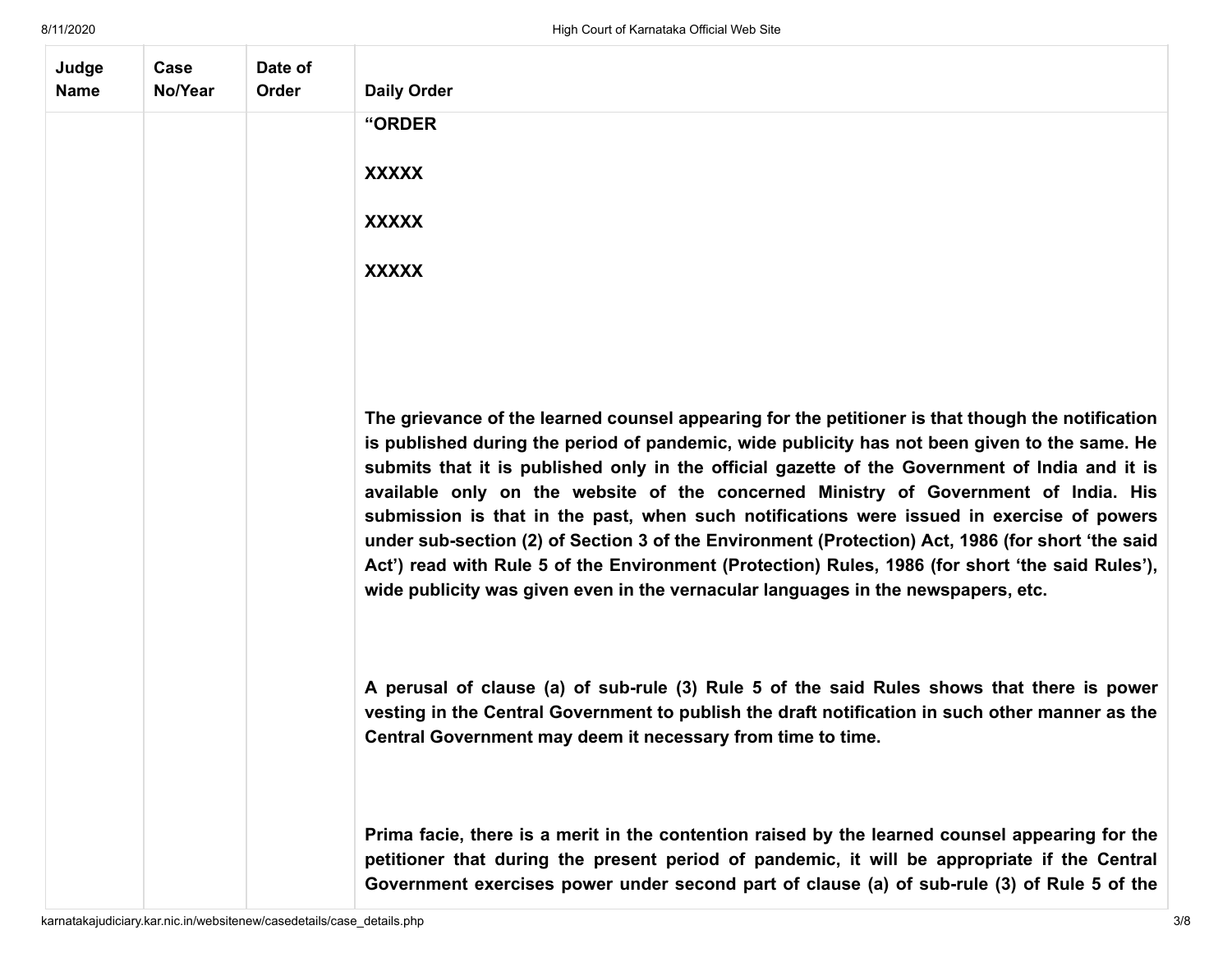| Judge Name | Case No/Year | Date of Order | Daily Order |
|---|---|---|---|
| | | | **"ORDER**<br><br>**XXXXX**<br><br>**XXXXX**<br><br>**XXXXX**<br><br>**The grievance of the learned counsel appearing for the petitioner is that though the notification is published during the period of pandemic, wide publicity has not been given to the same. He submits that it is published only in the official gazette of the Government of India and it is available only on the website of the concerned Ministry of Government of India. His submission is that in the past, when such notifications were issued in exercise of powers under sub-section (2) of Section 3 of the Environment (Protection) Act, 1986 (for short 'the said Act') read with Rule 5 of the Environment (Protection) Rules, 1986 (for short 'the said Rules'), wide publicity was given even in the vernacular languages in the newspapers, etc.**<br><br>**A perusal of clause (a) of sub-rule (3) Rule 5 of the said Rules shows that there is power vesting in the Central Government to publish the draft notification in such other manner as the Central Government may deem it necessary from time to time.**<br><br>**Prima facie, there is a merit in the contention raised by the learned counsel appearing for the petitioner that during the present period of pandemic, it will be appropriate if the Central Government exercises power under second part of clause (a) of sub-rule (3) of Rule 5 of the** |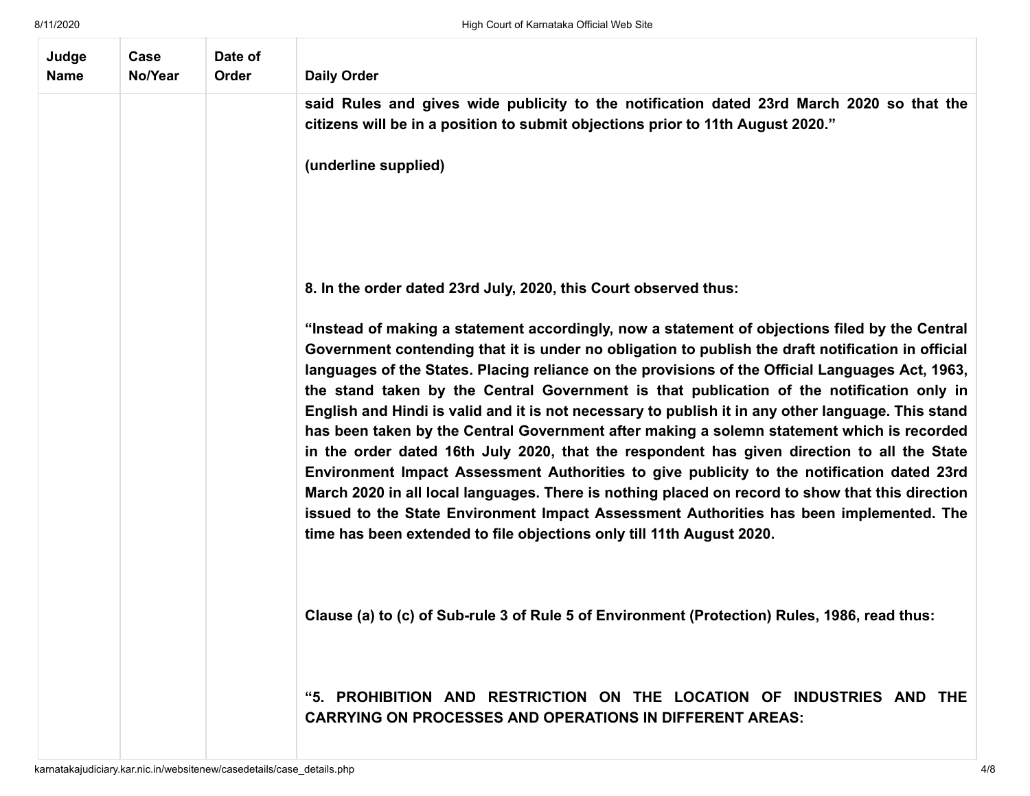| Judge Name | Case No/Year | Date of Order | Daily Order |
|---|---|---|---|
| | | | **said Rules and gives wide publicity to the notification dated 23rd March 2020 so that the citizens will be in a position to submit objections prior to 11th August 2020."** |

**(underline supplied)**

**8. In the order dated 23rd July, 2020, this Court observed thus:**

**"Instead of making a statement accordingly, now a statement of objections filed by the Central Government contending that it is under no obligation to publish the draft notification in official languages of the States. Placing reliance on the provisions of the Official Languages Act, 1963, the stand taken by the Central Government is that publication of the notification only in English and Hindi is valid and it is not necessary to publish it in any other language. This stand has been taken by the Central Government after making a solemn statement which is recorded in the order dated 16th July 2020, that the respondent has given direction to all the State Environment Impact Assessment Authorities to give publicity to the notification dated 23rd March 2020 in all local languages. There is nothing placed on record to show that this direction issued to the State Environment Impact Assessment Authorities has been implemented. The time has been extended to file objections only till 11th August 2020.**

**Clause (a) to (c) of Sub-rule 3 of Rule 5 of Environment (Protection) Rules, 1986, read thus:**

**"5. PROHIBITION AND RESTRICTION ON THE LOCATION OF INDUSTRIES AND THE CARRYING ON PROCESSES AND OPERATIONS IN DIFFERENT AREAS:**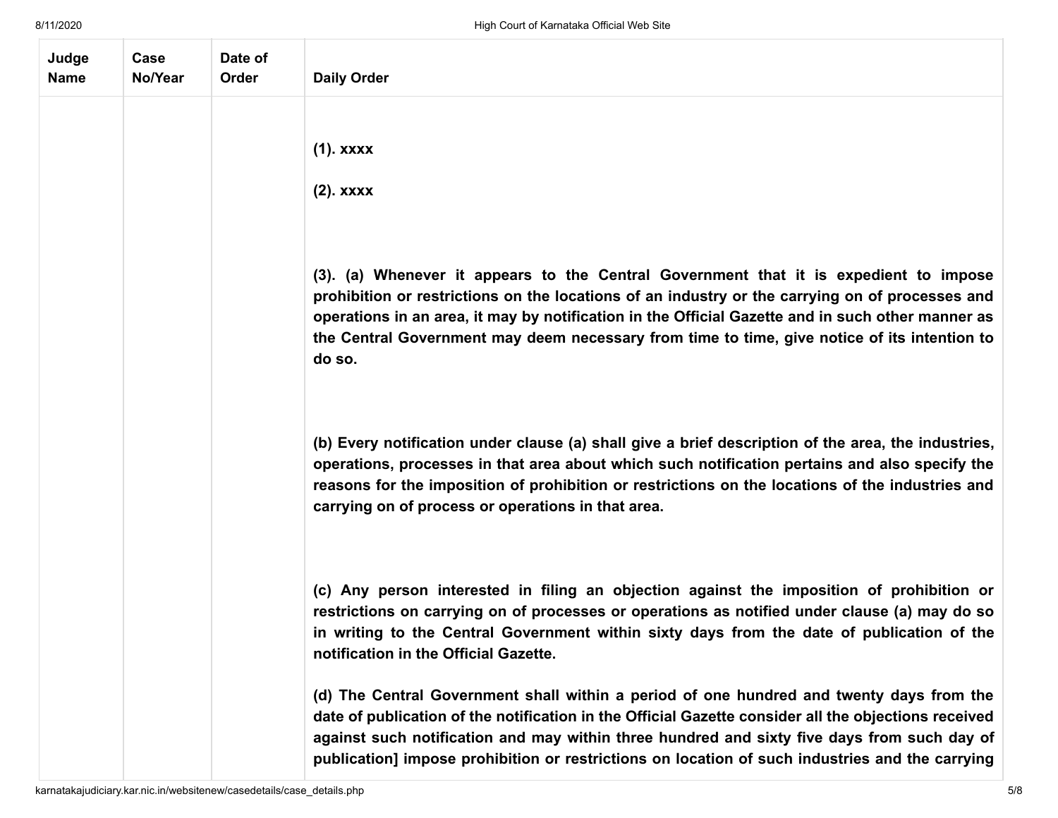| Judge Name | Case No/Year | Date of Order | Daily Order |
|---|---|---|---|
| | | | **(1). xxxx**<br><br>**(2). xxxx**<br><br>**(3). (a) Whenever it appears to the Central Government that it is expedient to impose prohibition or restrictions on the locations of an industry or the carrying on of processes and operations in an area, it may by notification in the Official Gazette and in such other manner as the Central Government may deem necessary from time to time, give notice of its intention to do so.**<br><br>**(b) Every notification under clause (a) shall give a brief description of the area, the industries, operations, processes in that area about which such notification pertains and also specify the reasons for the imposition of prohibition or restrictions on the locations of the industries and carrying on of process or operations in that area.**<br><br>**(c) Any person interested in filing an objection against the imposition of prohibition or restrictions on carrying on of processes or operations as notified under clause (a) may do so in writing to the Central Government within sixty days from the date of publication of the notification in the Official Gazette.**<br><br>**(d) The Central Government shall within a period of one hundred and twenty days from the date of publication of the notification in the Official Gazette consider all the objections received against such notification and may within three hundred and sixty five days from such day of publication] impose prohibition or restrictions on location of such industries and the carrying** |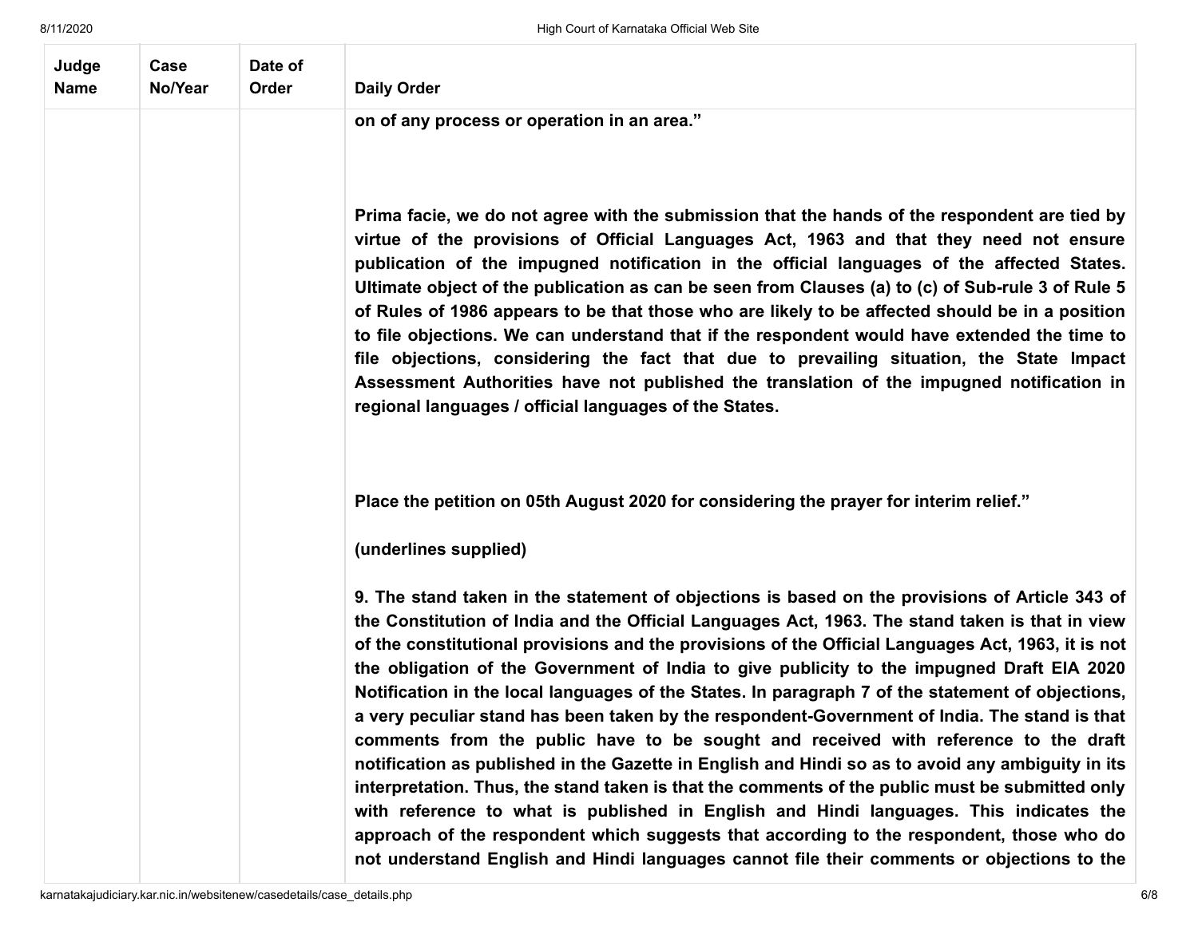| Judge Name | Case No/Year | Date of Order | Daily Order |
|---|---|---|---|
| | | | **on of any process or operation in an area.”**<br><br>**Prima facie, we do not agree with the submission that the hands of the respondent are tied by virtue of the provisions of Official Languages Act, 1963 and that they need not ensure publication of the impugned notification in the official languages of the affected States. Ultimate object of the publication as can be seen from Clauses (a) to (c) of Sub-rule 3 of Rule 5 of Rules of 1986 appears to be that those who are likely to be affected should be in a position to file objections. We can understand that if the respondent would have extended the time to file objections, considering the fact that due to prevailing situation, the State Impact Assessment Authorities have not published the translation of the impugned notification in regional languages / official languages of the States.**<br><br>**Place the petition on 05th August 2020 for considering the prayer for interim relief.”**<br><br>**(underlines supplied)**<br><br>**9. The stand taken in the statement of objections is based on the provisions of Article 343 of the Constitution of India and the Official Languages Act, 1963. The stand taken is that in view of the constitutional provisions and the provisions of the Official Languages Act, 1963, it is not the obligation of the Government of India to give publicity to the impugned Draft EIA 2020 Notification in the local languages of the States. In paragraph 7 of the statement of objections, a very peculiar stand has been taken by the respondent-Government of India. The stand is that comments from the public have to be sought and received with reference to the draft notification as published in the Gazette in English and Hindi so as to avoid any ambiguity in its interpretation. Thus, the stand taken is that the comments of the public must be submitted only with reference to what is published in English and Hindi languages. This indicates the approach of the respondent which suggests that according to the respondent, those who do not understand English and Hindi languages cannot file their comments or objections to the** |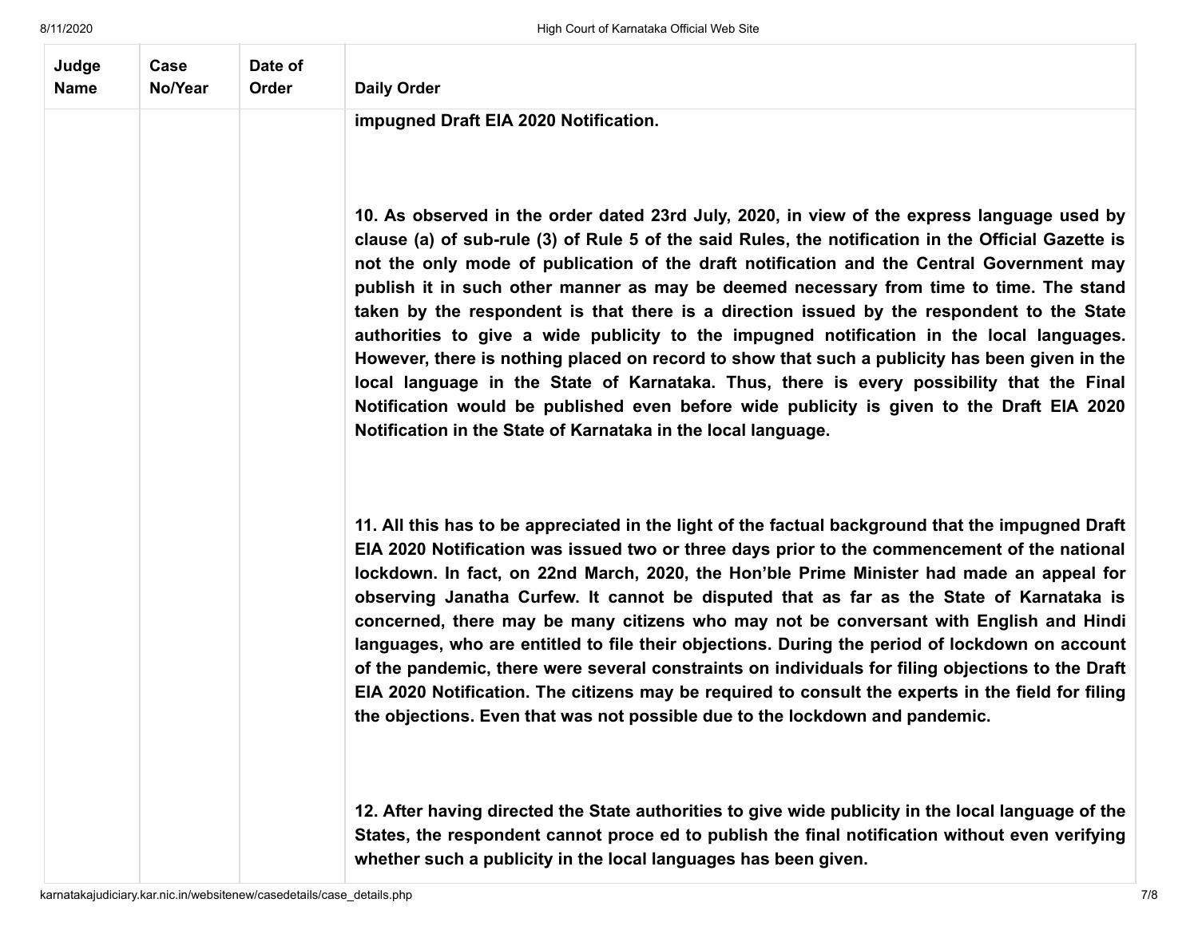| Judge Name | Case No/Year | Date of Order | Daily Order |
|---|---|---|---|
| | | | **impugned Draft EIA 2020 Notification.**<br><br>**10. As observed in the order dated 23rd July, 2020, in view of the express language used by clause (a) of sub-rule (3) of Rule 5 of the said Rules, the notification in the Official Gazette is not the only mode of publication of the draft notification and the Central Government may publish it in such other manner as may be deemed necessary from time to time. The stand taken by the respondent is that there is a direction issued by the respondent to the State authorities to give a wide publicity to the impugned notification in the local languages. However, there is nothing placed on record to show that such a publicity has been given in the local language in the State of Karnataka. Thus, there is every possibility that the Final Notification would be published even before wide publicity is given to the Draft EIA 2020 Notification in the State of Karnataka in the local language.**<br><br>**11. All this has to be appreciated in the light of the factual background that the impugned Draft EIA 2020 Notification was issued two or three days prior to the commencement of the national lockdown. In fact, on 22nd March, 2020, the Hon'ble Prime Minister had made an appeal for observing Janatha Curfew. It cannot be disputed that as far as the State of Karnataka is concerned, there may be many citizens who may not be conversant with English and Hindi languages, who are entitled to file their objections. During the period of lockdown on account of the pandemic, there were several constraints on individuals for filing objections to the Draft EIA 2020 Notification. The citizens may be required to consult the experts in the field for filing the objections. Even that was not possible due to the lockdown and pandemic.**<br><br>**12. After having directed the State authorities to give wide publicity in the local language of the States, the respondent cannot proce ed to publish the final notification without even verifying whether such a publicity in the local languages has been given.** |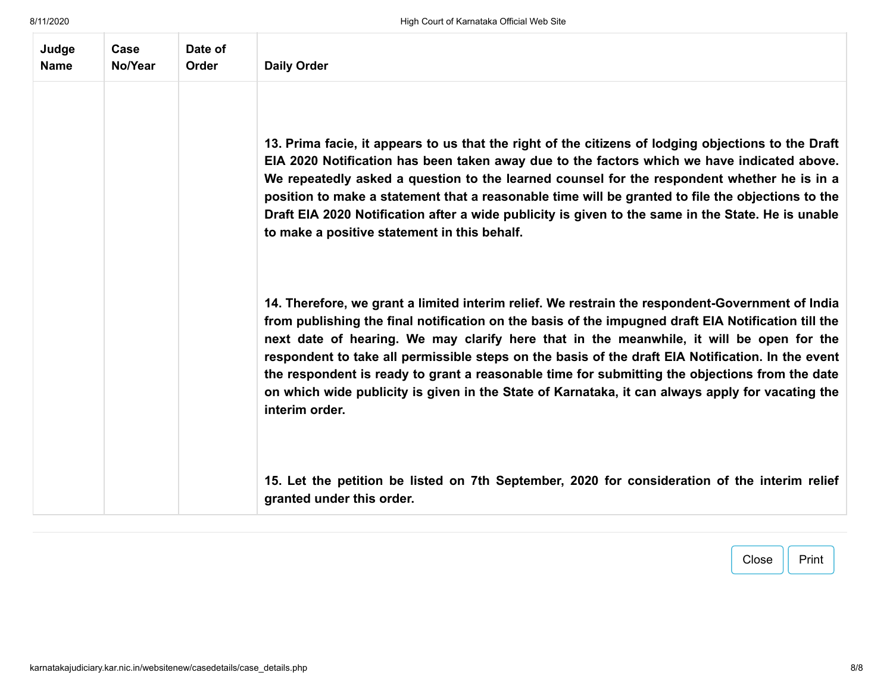| Judge Name | Case No/Year | Date of Order | Daily Order |
|---|---|---|---|
| | | | **13. Prima facie, it appears to us that the right of the citizens of lodging objections to the Draft EIA 2020 Notification has been taken away due to the factors which we have indicated above. We repeatedly asked a question to the learned counsel for the respondent whether he is in a position to make a statement that a reasonable time will be granted to file the objections to the Draft EIA 2020 Notification after a wide publicity is given to the same in the State. He is unable to make a positive statement in this behalf.**<br><br>**14. Therefore, we grant a limited interim relief. We restrain the respondent-Government of India from publishing the final notification on the basis of the impugned draft EIA Notification till the next date of hearing. We may clarify here that in the meanwhile, it will be open for the respondent to take all permissible steps on the basis of the draft EIA Notification. In the event the respondent is ready to grant a reasonable time for submitting the objections from the date on which wide publicity is given in the State of Karnataka, it can always apply for vacating the interim order.**<br><br>**15. Let the petition be listed on 7th September, 2020 for consideration of the interim relief granted under this order.** |

Close Print